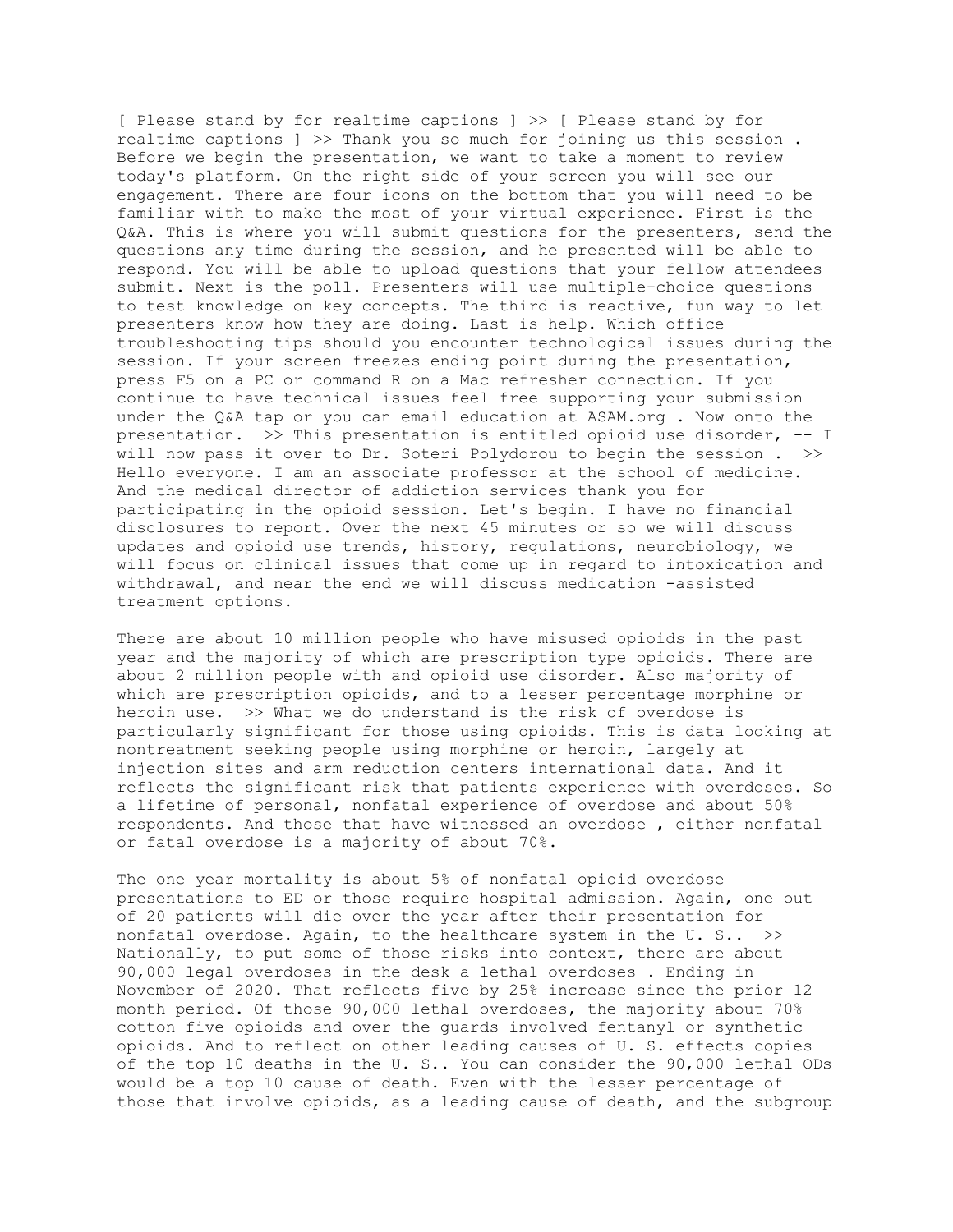[ Please stand by for realtime captions ] >> [ Please stand by for realtime captions ] >> Thank you so much for joining us this session . Before we begin the presentation, we want to take a moment to review today's platform. On the right side of your screen you will see our engagement. There are four icons on the bottom that you will need to be familiar with to make the most of your virtual experience. First is the Q&A. This is where you will submit questions for the presenters, send the questions any time during the session, and he presented will be able to respond. You will be able to upload questions that your fellow attendees submit. Next is the poll. Presenters will use multiple-choice questions to test knowledge on key concepts. The third is reactive, fun way to let presenters know how they are doing. Last is help. Which office troubleshooting tips should you encounter technological issues during the session. If your screen freezes ending point during the presentation, press F5 on a PC or command R on a Mac refresher connection. If you continue to have technical issues feel free supporting your submission under the Q&A tap or you can email education at ASAM.org . Now onto the presentation. >> This presentation is entitled opioid use disorder, -- I will now pass it over to Dr. Soteri Polydorou to begin the session . >> Hello everyone. I am an associate professor at the school of medicine. And the medical director of addiction services thank you for participating in the opioid session. Let's begin. I have no financial disclosures to report. Over the next 45 minutes or so we will discuss updates and opioid use trends, history, regulations, neurobiology, we will focus on clinical issues that come up in regard to intoxication and withdrawal, and near the end we will discuss medication -assisted treatment options.

There are about 10 million people who have misused opioids in the past year and the majority of which are prescription type opioids. There are about 2 million people with and opioid use disorder. Also majority of which are prescription opioids, and to a lesser percentage morphine or heroin use. >> What we do understand is the risk of overdose is particularly significant for those using opioids. This is data looking at nontreatment seeking people using morphine or heroin, largely at injection sites and arm reduction centers international data. And it reflects the significant risk that patients experience with overdoses. So a lifetime of personal, nonfatal experience of overdose and about 50% respondents. And those that have witnessed an overdose , either nonfatal or fatal overdose is a majority of about 70%.

The one year mortality is about 5% of nonfatal opioid overdose presentations to ED or those require hospital admission. Again, one out of 20 patients will die over the year after their presentation for nonfatal overdose. Again, to the healthcare system in the U. S.. >> Nationally, to put some of those risks into context, there are about 90,000 legal overdoses in the desk a lethal overdoses . Ending in November of 2020. That reflects five by 25% increase since the prior 12 month period. Of those 90,000 lethal overdoses, the majority about 70% cotton five opioids and over the guards involved fentanyl or synthetic opioids. And to reflect on other leading causes of U. S. effects copies of the top 10 deaths in the U. S.. You can consider the 90,000 lethal ODs would be a top 10 cause of death. Even with the lesser percentage of those that involve opioids, as a leading cause of death, and the subgroup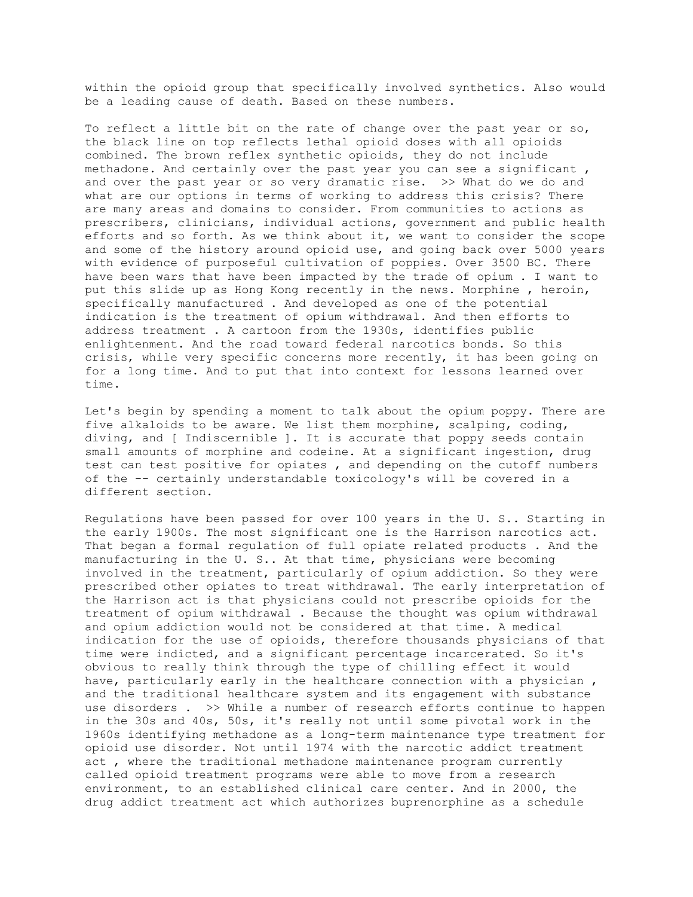within the opioid group that specifically involved synthetics. Also would be a leading cause of death. Based on these numbers.

To reflect a little bit on the rate of change over the past year or so, the black line on top reflects lethal opioid doses with all opioids combined. The brown reflex synthetic opioids, they do not include methadone. And certainly over the past year you can see a significant , and over the past year or so very dramatic rise. >> What do we do and what are our options in terms of working to address this crisis? There are many areas and domains to consider. From communities to actions as prescribers, clinicians, individual actions, government and public health efforts and so forth. As we think about it, we want to consider the scope and some of the history around opioid use, and going back over 5000 years with evidence of purposeful cultivation of poppies. Over 3500 BC. There have been wars that have been impacted by the trade of opium . I want to put this slide up as Hong Kong recently in the news. Morphine , heroin, specifically manufactured . And developed as one of the potential indication is the treatment of opium withdrawal. And then efforts to address treatment . A cartoon from the 1930s, identifies public enlightenment. And the road toward federal narcotics bonds. So this crisis, while very specific concerns more recently, it has been going on for a long time. And to put that into context for lessons learned over time.

Let's begin by spending a moment to talk about the opium poppy. There are five alkaloids to be aware. We list them morphine, scalping, coding, diving, and [ Indiscernible ]. It is accurate that poppy seeds contain small amounts of morphine and codeine. At a significant ingestion, drug test can test positive for opiates , and depending on the cutoff numbers of the -- certainly understandable toxicology's will be covered in a different section.

Regulations have been passed for over 100 years in the U. S.. Starting in the early 1900s. The most significant one is the Harrison narcotics act. That began a formal regulation of full opiate related products . And the manufacturing in the U. S.. At that time, physicians were becoming involved in the treatment, particularly of opium addiction. So they were prescribed other opiates to treat withdrawal. The early interpretation of the Harrison act is that physicians could not prescribe opioids for the treatment of opium withdrawal . Because the thought was opium withdrawal and opium addiction would not be considered at that time. A medical indication for the use of opioids, therefore thousands physicians of that time were indicted, and a significant percentage incarcerated. So it's obvious to really think through the type of chilling effect it would have, particularly early in the healthcare connection with a physician , and the traditional healthcare system and its engagement with substance use disorders . >> While a number of research efforts continue to happen in the 30s and 40s, 50s, it's really not until some pivotal work in the 1960s identifying methadone as a long-term maintenance type treatment for opioid use disorder. Not until 1974 with the narcotic addict treatment act , where the traditional methadone maintenance program currently called opioid treatment programs were able to move from a research environment, to an established clinical care center. And in 2000, the drug addict treatment act which authorizes buprenorphine as a schedule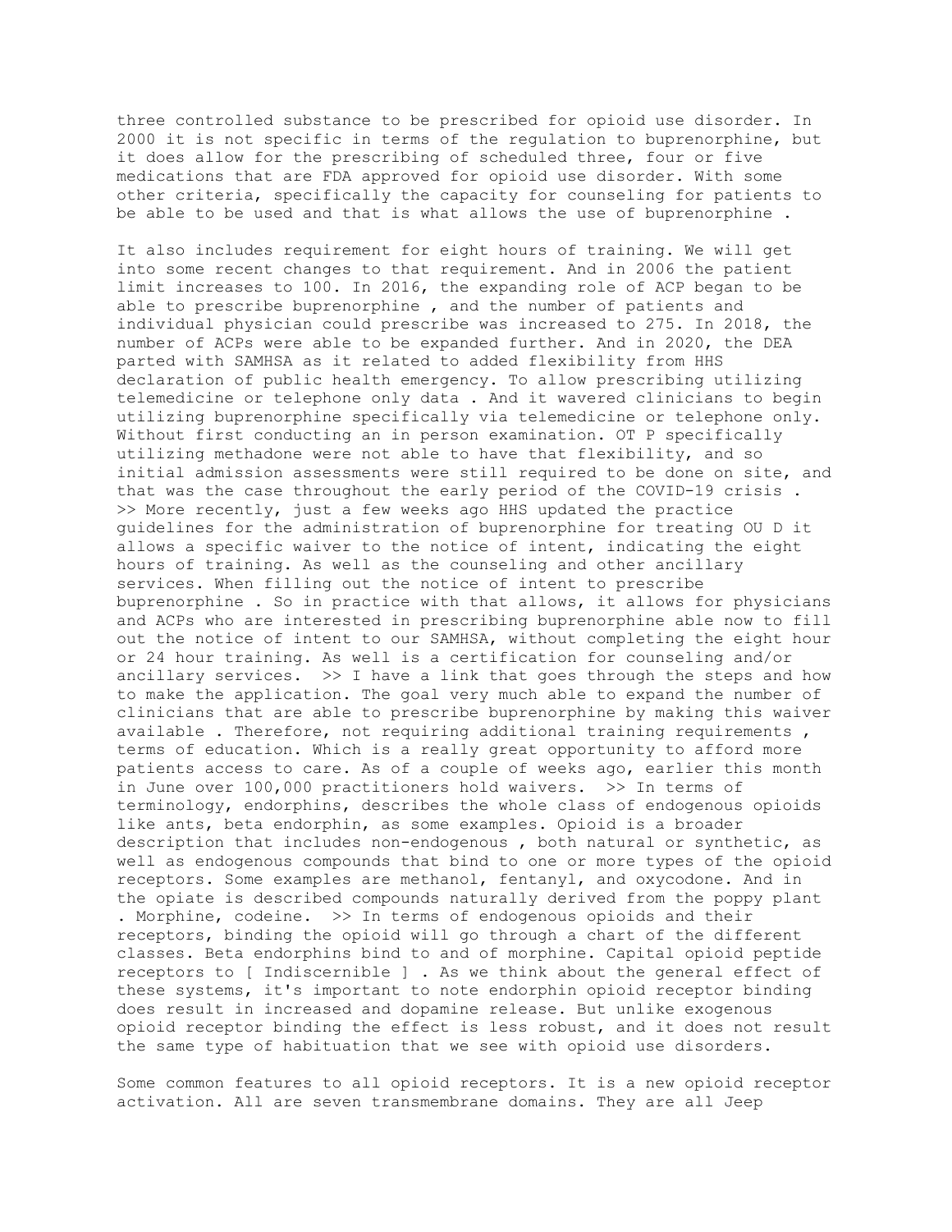three controlled substance to be prescribed for opioid use disorder. In 2000 it is not specific in terms of the regulation to buprenorphine, but it does allow for the prescribing of scheduled three, four or five medications that are FDA approved for opioid use disorder. With some other criteria, specifically the capacity for counseling for patients to be able to be used and that is what allows the use of buprenorphine .

It also includes requirement for eight hours of training. We will get into some recent changes to that requirement. And in 2006 the patient limit increases to 100. In 2016, the expanding role of ACP began to be able to prescribe buprenorphine , and the number of patients and individual physician could prescribe was increased to 275. In 2018, the number of ACPs were able to be expanded further. And in 2020, the DEA parted with SAMHSA as it related to added flexibility from HHS declaration of public health emergency. To allow prescribing utilizing telemedicine or telephone only data . And it wavered clinicians to begin utilizing buprenorphine specifically via telemedicine or telephone only. Without first conducting an in person examination. OT P specifically utilizing methadone were not able to have that flexibility, and so initial admission assessments were still required to be done on site, and that was the case throughout the early period of the COVID-19 crisis . >> More recently, just a few weeks ago HHS updated the practice guidelines for the administration of buprenorphine for treating OU D it allows a specific waiver to the notice of intent, indicating the eight hours of training. As well as the counseling and other ancillary services. When filling out the notice of intent to prescribe buprenorphine . So in practice with that allows, it allows for physicians and ACPs who are interested in prescribing buprenorphine able now to fill out the notice of intent to our SAMHSA, without completing the eight hour or 24 hour training. As well is a certification for counseling and/or ancillary services. >> I have a link that goes through the steps and how to make the application. The goal very much able to expand the number of clinicians that are able to prescribe buprenorphine by making this waiver available . Therefore, not requiring additional training requirements , terms of education. Which is a really great opportunity to afford more patients access to care. As of a couple of weeks ago, earlier this month in June over 100,000 practitioners hold waivers. >> In terms of terminology, endorphins, describes the whole class of endogenous opioids like ants, beta endorphin, as some examples. Opioid is a broader description that includes non-endogenous , both natural or synthetic, as well as endogenous compounds that bind to one or more types of the opioid receptors. Some examples are methanol, fentanyl, and oxycodone. And in the opiate is described compounds naturally derived from the poppy plant . Morphine, codeine. >> In terms of endogenous opioids and their receptors, binding the opioid will go through a chart of the different classes. Beta endorphins bind to and of morphine. Capital opioid peptide receptors to [ Indiscernible ] . As we think about the general effect of these systems, it's important to note endorphin opioid receptor binding does result in increased and dopamine release. But unlike exogenous opioid receptor binding the effect is less robust, and it does not result the same type of habituation that we see with opioid use disorders.

Some common features to all opioid receptors. It is a new opioid receptor activation. All are seven transmembrane domains. They are all Jeep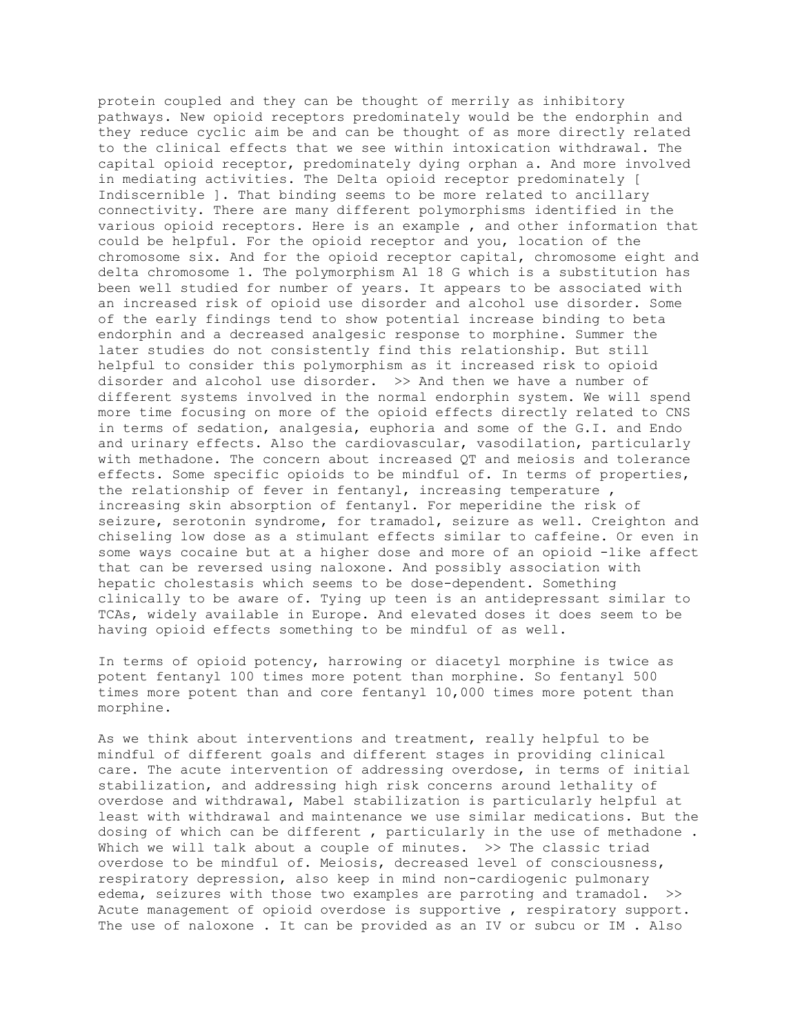protein coupled and they can be thought of merrily as inhibitory pathways. New opioid receptors predominately would be the endorphin and they reduce cyclic aim be and can be thought of as more directly related to the clinical effects that we see within intoxication withdrawal. The capital opioid receptor, predominately dying orphan a. And more involved in mediating activities. The Delta opioid receptor predominately [ Indiscernible ]. That binding seems to be more related to ancillary connectivity. There are many different polymorphisms identified in the various opioid receptors. Here is an example , and other information that could be helpful. For the opioid receptor and you, location of the chromosome six. And for the opioid receptor capital, chromosome eight and delta chromosome 1. The polymorphism A1 18 G which is a substitution has been well studied for number of years. It appears to be associated with an increased risk of opioid use disorder and alcohol use disorder. Some of the early findings tend to show potential increase binding to beta endorphin and a decreased analgesic response to morphine. Summer the later studies do not consistently find this relationship. But still helpful to consider this polymorphism as it increased risk to opioid disorder and alcohol use disorder. >> And then we have a number of different systems involved in the normal endorphin system. We will spend more time focusing on more of the opioid effects directly related to CNS in terms of sedation, analgesia, euphoria and some of the G.I. and Endo and urinary effects. Also the cardiovascular, vasodilation, particularly with methadone. The concern about increased QT and meiosis and tolerance effects. Some specific opioids to be mindful of. In terms of properties, the relationship of fever in fentanyl, increasing temperature , increasing skin absorption of fentanyl. For meperidine the risk of seizure, serotonin syndrome, for tramadol, seizure as well. Creighton and chiseling low dose as a stimulant effects similar to caffeine. Or even in some ways cocaine but at a higher dose and more of an opioid -like affect that can be reversed using naloxone. And possibly association with hepatic cholestasis which seems to be dose-dependent. Something clinically to be aware of. Tying up teen is an antidepressant similar to TCAs, widely available in Europe. And elevated doses it does seem to be having opioid effects something to be mindful of as well.

In terms of opioid potency, harrowing or diacetyl morphine is twice as potent fentanyl 100 times more potent than morphine. So fentanyl 500 times more potent than and core fentanyl 10,000 times more potent than morphine.

As we think about interventions and treatment, really helpful to be mindful of different goals and different stages in providing clinical care. The acute intervention of addressing overdose, in terms of initial stabilization, and addressing high risk concerns around lethality of overdose and withdrawal, Mabel stabilization is particularly helpful at least with withdrawal and maintenance we use similar medications. But the dosing of which can be different , particularly in the use of methadone . Which we will talk about a couple of minutes. >> The classic triad overdose to be mindful of. Meiosis, decreased level of consciousness, respiratory depression, also keep in mind non-cardiogenic pulmonary edema, seizures with those two examples are parroting and tramadol. >> Acute management of opioid overdose is supportive , respiratory support. The use of naloxone . It can be provided as an IV or subcu or IM . Also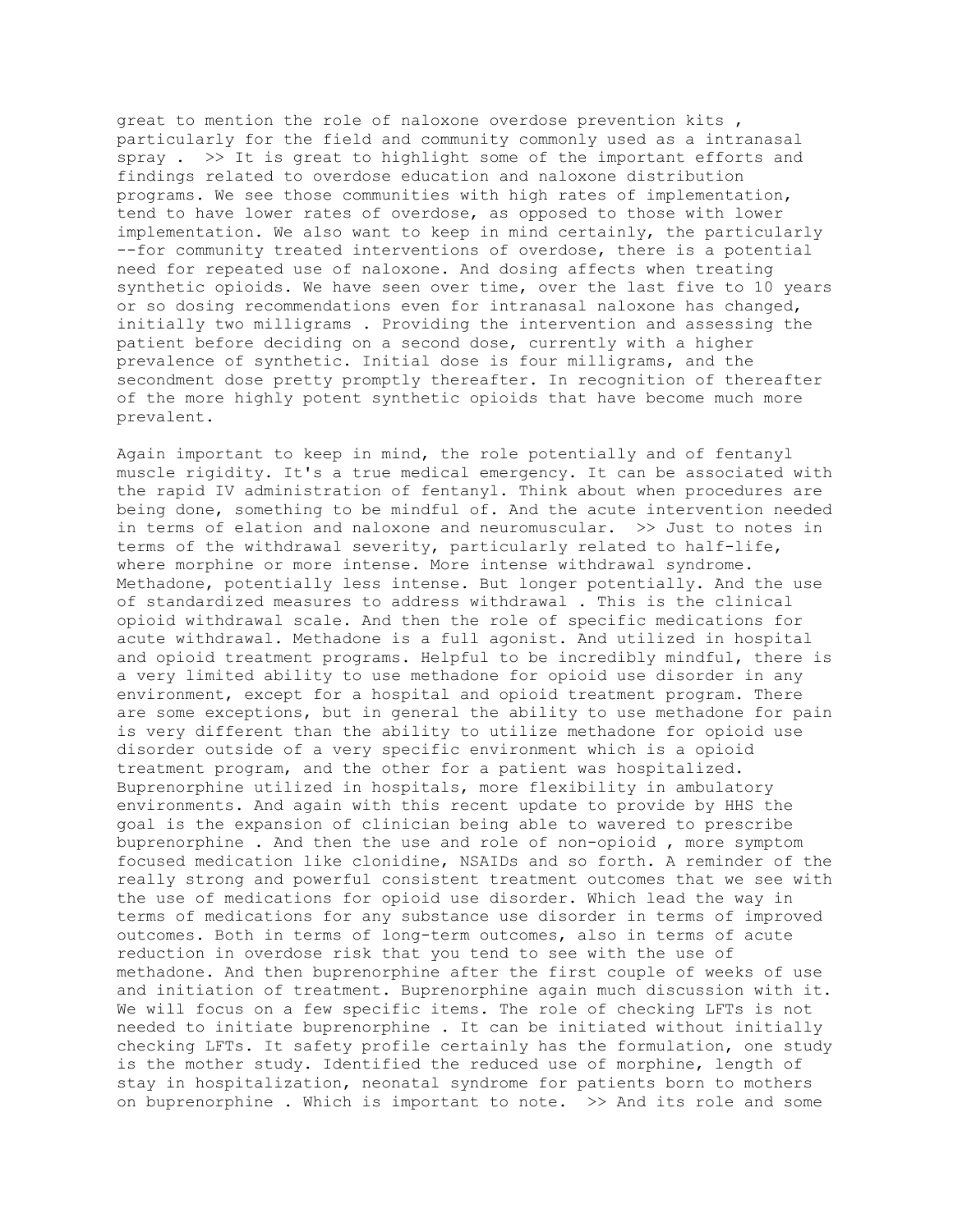great to mention the role of naloxone overdose prevention kits , particularly for the field and community commonly used as a intranasal spray . >> It is great to highlight some of the important efforts and findings related to overdose education and naloxone distribution programs. We see those communities with high rates of implementation, tend to have lower rates of overdose, as opposed to those with lower implementation. We also want to keep in mind certainly, the particularly --for community treated interventions of overdose, there is a potential need for repeated use of naloxone. And dosing affects when treating synthetic opioids. We have seen over time, over the last five to 10 years or so dosing recommendations even for intranasal naloxone has changed, initially two milligrams . Providing the intervention and assessing the patient before deciding on a second dose, currently with a higher prevalence of synthetic. Initial dose is four milligrams, and the secondment dose pretty promptly thereafter. In recognition of thereafter of the more highly potent synthetic opioids that have become much more prevalent.

Again important to keep in mind, the role potentially and of fentanyl muscle rigidity. It's a true medical emergency. It can be associated with the rapid IV administration of fentanyl. Think about when procedures are being done, something to be mindful of. And the acute intervention needed in terms of elation and naloxone and neuromuscular. >> Just to notes in terms of the withdrawal severity, particularly related to half-life, where morphine or more intense. More intense withdrawal syndrome. Methadone, potentially less intense. But longer potentially. And the use of standardized measures to address withdrawal . This is the clinical opioid withdrawal scale. And then the role of specific medications for acute withdrawal. Methadone is a full agonist. And utilized in hospital and opioid treatment programs. Helpful to be incredibly mindful, there is a very limited ability to use methadone for opioid use disorder in any environment, except for a hospital and opioid treatment program. There are some exceptions, but in general the ability to use methadone for pain is very different than the ability to utilize methadone for opioid use disorder outside of a very specific environment which is a opioid treatment program, and the other for a patient was hospitalized. Buprenorphine utilized in hospitals, more flexibility in ambulatory environments. And again with this recent update to provide by HHS the goal is the expansion of clinician being able to wavered to prescribe buprenorphine . And then the use and role of non-opioid , more symptom focused medication like clonidine, NSAIDs and so forth. A reminder of the really strong and powerful consistent treatment outcomes that we see with the use of medications for opioid use disorder. Which lead the way in terms of medications for any substance use disorder in terms of improved outcomes. Both in terms of long-term outcomes, also in terms of acute reduction in overdose risk that you tend to see with the use of methadone. And then buprenorphine after the first couple of weeks of use and initiation of treatment. Buprenorphine again much discussion with it. We will focus on a few specific items. The role of checking LFTs is not needed to initiate buprenorphine . It can be initiated without initially checking LFTs. It safety profile certainly has the formulation, one study is the mother study. Identified the reduced use of morphine, length of stay in hospitalization, neonatal syndrome for patients born to mothers on buprenorphine . Which is important to note. >> And its role and some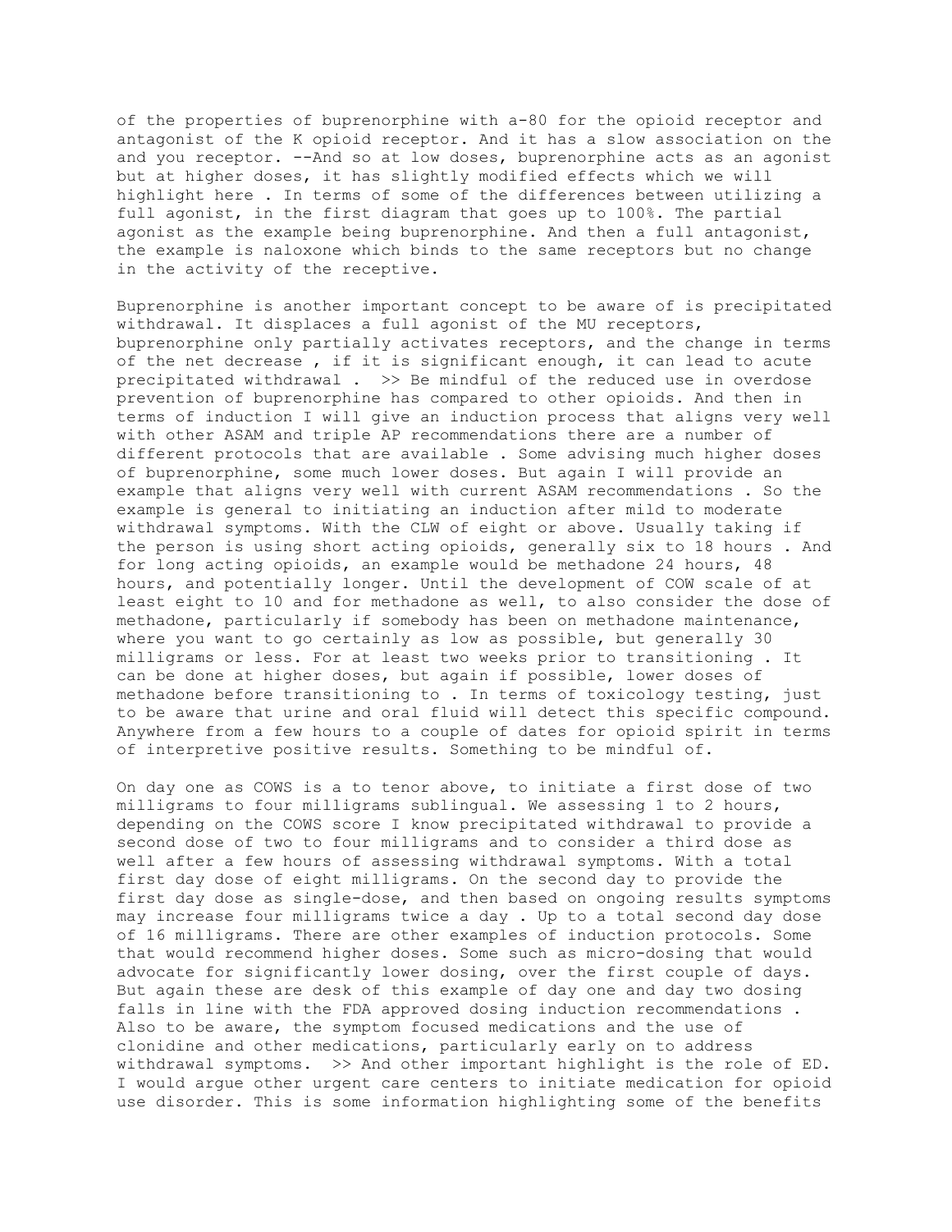of the properties of buprenorphine with a-80 for the opioid receptor and antagonist of the K opioid receptor. And it has a slow association on the and you receptor. --And so at low doses, buprenorphine acts as an agonist but at higher doses, it has slightly modified effects which we will highlight here . In terms of some of the differences between utilizing a full agonist, in the first diagram that goes up to 100%. The partial agonist as the example being buprenorphine. And then a full antagonist, the example is naloxone which binds to the same receptors but no change in the activity of the receptive.

Buprenorphine is another important concept to be aware of is precipitated withdrawal. It displaces a full agonist of the MU receptors, buprenorphine only partially activates receptors, and the change in terms of the net decrease , if it is significant enough, it can lead to acute precipitated withdrawal . >> Be mindful of the reduced use in overdose prevention of buprenorphine has compared to other opioids. And then in terms of induction I will give an induction process that aligns very well with other ASAM and triple AP recommendations there are a number of different protocols that are available . Some advising much higher doses of buprenorphine, some much lower doses. But again I will provide an example that aligns very well with current ASAM recommendations . So the example is general to initiating an induction after mild to moderate withdrawal symptoms. With the CLW of eight or above. Usually taking if the person is using short acting opioids, generally six to 18 hours . And for long acting opioids, an example would be methadone 24 hours, 48 hours, and potentially longer. Until the development of COW scale of at least eight to 10 and for methadone as well, to also consider the dose of methadone, particularly if somebody has been on methadone maintenance, where you want to go certainly as low as possible, but generally 30 milligrams or less. For at least two weeks prior to transitioning . It can be done at higher doses, but again if possible, lower doses of methadone before transitioning to . In terms of toxicology testing, just to be aware that urine and oral fluid will detect this specific compound. Anywhere from a few hours to a couple of dates for opioid spirit in terms of interpretive positive results. Something to be mindful of.

On day one as COWS is a to tenor above, to initiate a first dose of two milligrams to four milligrams sublingual. We assessing 1 to 2 hours, depending on the COWS score I know precipitated withdrawal to provide a second dose of two to four milligrams and to consider a third dose as well after a few hours of assessing withdrawal symptoms. With a total first day dose of eight milligrams. On the second day to provide the first day dose as single-dose, and then based on ongoing results symptoms may increase four milligrams twice a day . Up to a total second day dose of 16 milligrams. There are other examples of induction protocols. Some that would recommend higher doses. Some such as micro-dosing that would advocate for significantly lower dosing, over the first couple of days. But again these are desk of this example of day one and day two dosing falls in line with the FDA approved dosing induction recommendations . Also to be aware, the symptom focused medications and the use of clonidine and other medications, particularly early on to address withdrawal symptoms. >> And other important highlight is the role of ED. I would argue other urgent care centers to initiate medication for opioid use disorder. This is some information highlighting some of the benefits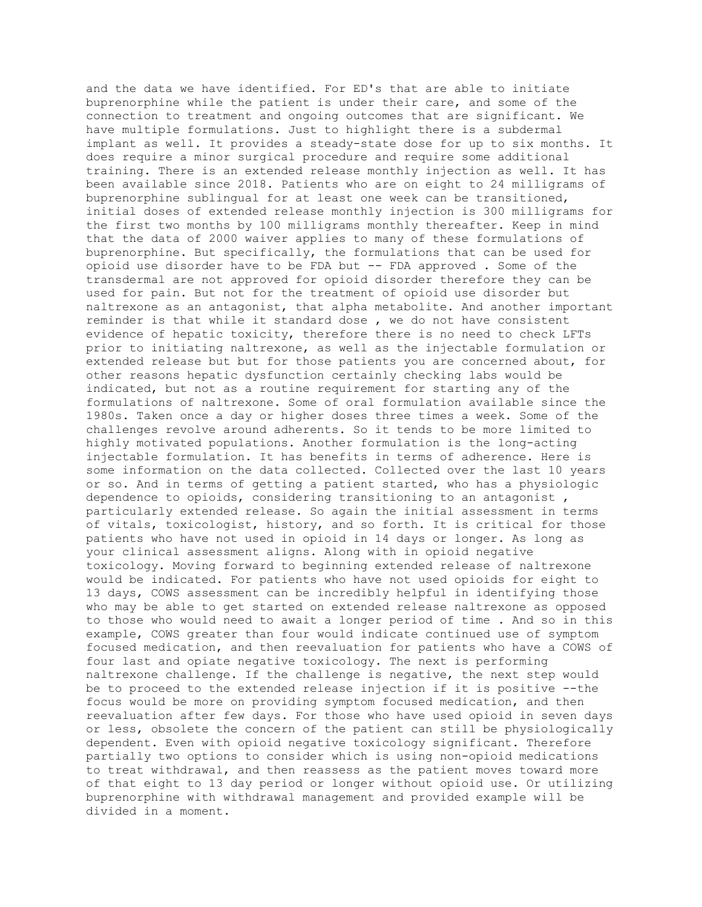and the data we have identified. For ED's that are able to initiate buprenorphine while the patient is under their care, and some of the connection to treatment and ongoing outcomes that are significant. We have multiple formulations. Just to highlight there is a subdermal implant as well. It provides a steady-state dose for up to six months. It does require a minor surgical procedure and require some additional training. There is an extended release monthly injection as well. It has been available since 2018. Patients who are on eight to 24 milligrams of buprenorphine sublingual for at least one week can be transitioned, initial doses of extended release monthly injection is 300 milligrams for the first two months by 100 milligrams monthly thereafter. Keep in mind that the data of 2000 waiver applies to many of these formulations of buprenorphine. But specifically, the formulations that can be used for opioid use disorder have to be FDA but -- FDA approved . Some of the transdermal are not approved for opioid disorder therefore they can be used for pain. But not for the treatment of opioid use disorder but naltrexone as an antagonist, that alpha metabolite. And another important reminder is that while it standard dose , we do not have consistent evidence of hepatic toxicity, therefore there is no need to check LFTs prior to initiating naltrexone, as well as the injectable formulation or extended release but but for those patients you are concerned about, for other reasons hepatic dysfunction certainly checking labs would be indicated, but not as a routine requirement for starting any of the formulations of naltrexone. Some of oral formulation available since the 1980s. Taken once a day or higher doses three times a week. Some of the challenges revolve around adherents. So it tends to be more limited to highly motivated populations. Another formulation is the long-acting injectable formulation. It has benefits in terms of adherence. Here is some information on the data collected. Collected over the last 10 years or so. And in terms of getting a patient started, who has a physiologic dependence to opioids, considering transitioning to an antagonist , particularly extended release. So again the initial assessment in terms of vitals, toxicologist, history, and so forth. It is critical for those patients who have not used in opioid in 14 days or longer. As long as your clinical assessment aligns. Along with in opioid negative toxicology. Moving forward to beginning extended release of naltrexone would be indicated. For patients who have not used opioids for eight to 13 days, COWS assessment can be incredibly helpful in identifying those who may be able to get started on extended release naltrexone as opposed to those who would need to await a longer period of time . And so in this example, COWS greater than four would indicate continued use of symptom focused medication, and then reevaluation for patients who have a COWS of four last and opiate negative toxicology. The next is performing naltrexone challenge. If the challenge is negative, the next step would be to proceed to the extended release injection if it is positive --the focus would be more on providing symptom focused medication, and then reevaluation after few days. For those who have used opioid in seven days or less, obsolete the concern of the patient can still be physiologically dependent. Even with opioid negative toxicology significant. Therefore partially two options to consider which is using non-opioid medications to treat withdrawal, and then reassess as the patient moves toward more of that eight to 13 day period or longer without opioid use. Or utilizing buprenorphine with withdrawal management and provided example will be divided in a moment.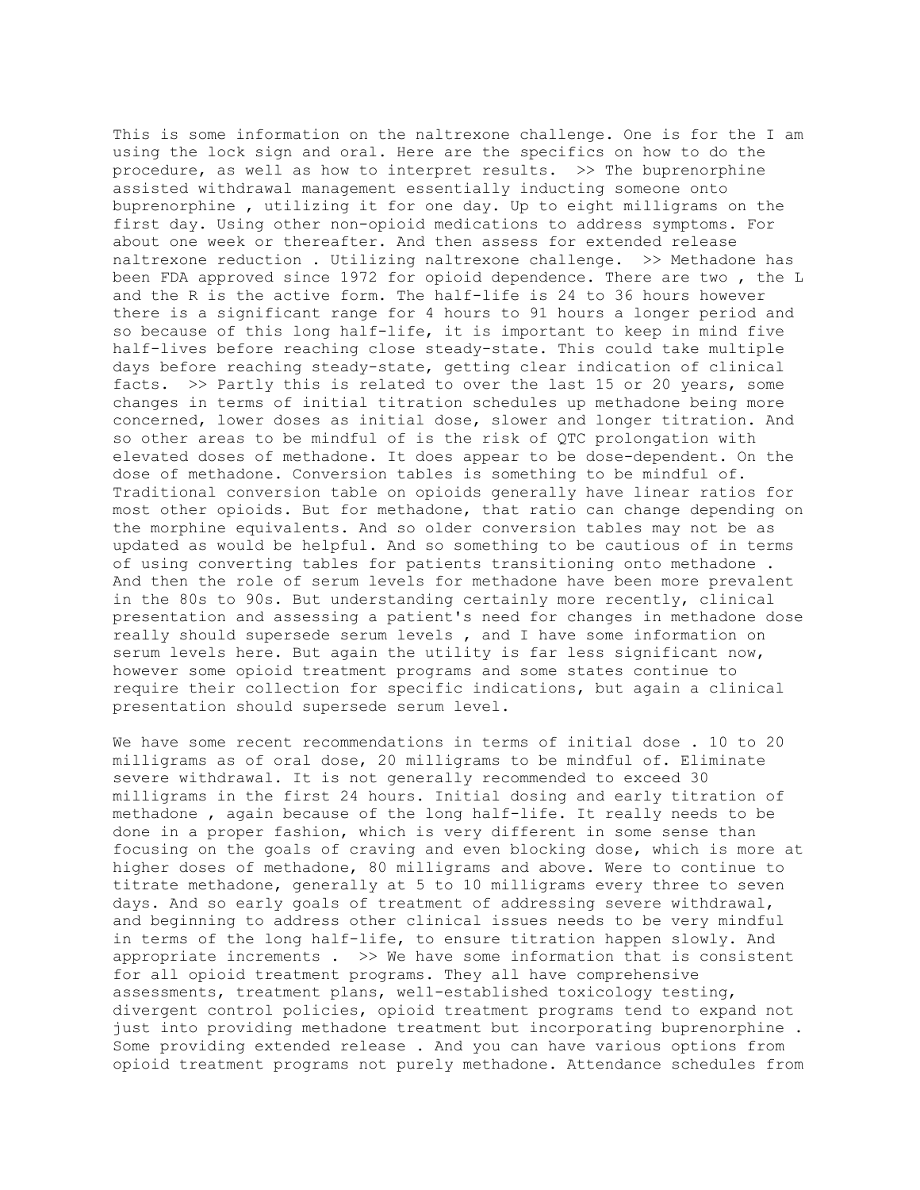This is some information on the naltrexone challenge. One is for the I am using the lock sign and oral. Here are the specifics on how to do the procedure, as well as how to interpret results. >> The buprenorphine assisted withdrawal management essentially inducting someone onto buprenorphine , utilizing it for one day. Up to eight milligrams on the first day. Using other non-opioid medications to address symptoms. For about one week or thereafter. And then assess for extended release naltrexone reduction . Utilizing naltrexone challenge. >> Methadone has been FDA approved since 1972 for opioid dependence. There are two , the L and the R is the active form. The half-life is 24 to 36 hours however there is a significant range for 4 hours to 91 hours a longer period and so because of this long half-life, it is important to keep in mind five half-lives before reaching close steady-state. This could take multiple days before reaching steady-state, getting clear indication of clinical facts. >> Partly this is related to over the last 15 or 20 years, some changes in terms of initial titration schedules up methadone being more concerned, lower doses as initial dose, slower and longer titration. And so other areas to be mindful of is the risk of QTC prolongation with elevated doses of methadone. It does appear to be dose-dependent. On the dose of methadone. Conversion tables is something to be mindful of. Traditional conversion table on opioids generally have linear ratios for most other opioids. But for methadone, that ratio can change depending on the morphine equivalents. And so older conversion tables may not be as updated as would be helpful. And so something to be cautious of in terms of using converting tables for patients transitioning onto methadone . And then the role of serum levels for methadone have been more prevalent in the 80s to 90s. But understanding certainly more recently, clinical presentation and assessing a patient's need for changes in methadone dose really should supersede serum levels , and I have some information on serum levels here. But again the utility is far less significant now, however some opioid treatment programs and some states continue to require their collection for specific indications, but again a clinical presentation should supersede serum level.

We have some recent recommendations in terms of initial dose . 10 to 20 milligrams as of oral dose, 20 milligrams to be mindful of. Eliminate severe withdrawal. It is not generally recommended to exceed 30 milligrams in the first 24 hours. Initial dosing and early titration of methadone , again because of the long half-life. It really needs to be done in a proper fashion, which is very different in some sense than focusing on the goals of craving and even blocking dose, which is more at higher doses of methadone, 80 milligrams and above. Were to continue to titrate methadone, generally at 5 to 10 milligrams every three to seven days. And so early goals of treatment of addressing severe withdrawal, and beginning to address other clinical issues needs to be very mindful in terms of the long half-life, to ensure titration happen slowly. And appropriate increments . >> We have some information that is consistent for all opioid treatment programs. They all have comprehensive assessments, treatment plans, well-established toxicology testing, divergent control policies, opioid treatment programs tend to expand not just into providing methadone treatment but incorporating buprenorphine . Some providing extended release . And you can have various options from opioid treatment programs not purely methadone. Attendance schedules from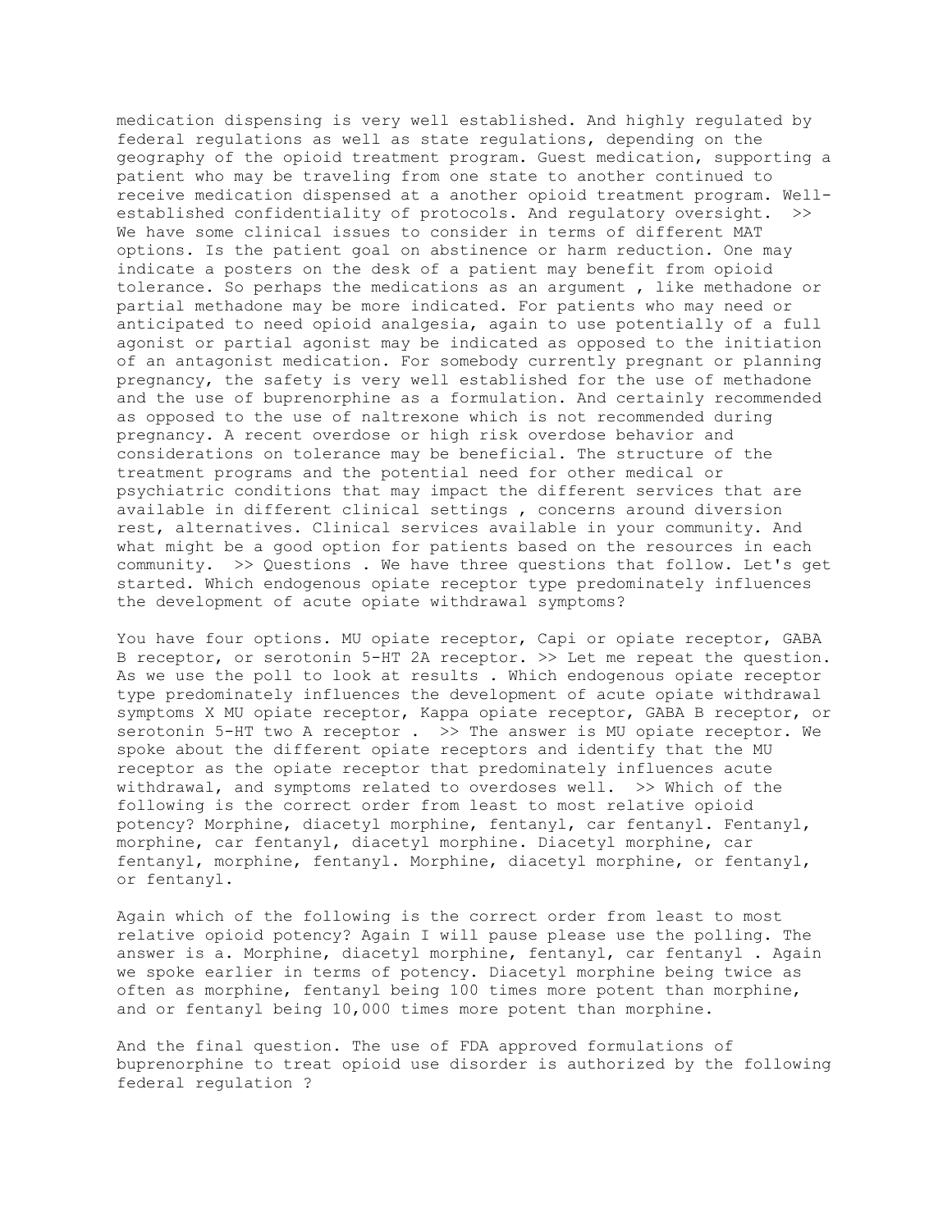medication dispensing is very well established. And highly regulated by federal regulations as well as state regulations, depending on the geography of the opioid treatment program. Guest medication, supporting a patient who may be traveling from one state to another continued to receive medication dispensed at a another opioid treatment program. Well-established confidentiality of protocols. And regulatory oversight. >> We have some clinical issues to consider in terms of different MAT options. Is the patient goal on abstinence or harm reduction. One may indicate a posters on the desk of a patient may benefit from opioid tolerance. So perhaps the medications as an argument , like methadone or partial methadone may be more indicated. For patients who may need or anticipated to need opioid analgesia, again to use potentially of a full agonist or partial agonist may be indicated as opposed to the initiation of an antagonist medication. For somebody currently pregnant or planning pregnancy, the safety is very well established for the use of methadone and the use of buprenorphine as a formulation. And certainly recommended as opposed to the use of naltrexone which is not recommended during pregnancy. A recent overdose or high risk overdose behavior and considerations on tolerance may be beneficial. The structure of the treatment programs and the potential need for other medical or psychiatric conditions that may impact the different services that are available in different clinical settings , concerns around diversion rest, alternatives. Clinical services available in your community. And what might be a good option for patients based on the resources in each community. >> Questions . We have three questions that follow. Let's get started. Which endogenous opiate receptor type predominately influences the development of acute opiate withdrawal symptoms?

You have four options. MU opiate receptor, Capi or opiate receptor, GABA B receptor, or serotonin 5-HT 2A receptor. >> Let me repeat the question. As we use the poll to look at results . Which endogenous opiate receptor type predominately influences the development of acute opiate withdrawal symptoms X MU opiate receptor, Kappa opiate receptor, GABA B receptor, or serotonin 5-HT two A receptor . >> The answer is MU opiate receptor. We spoke about the different opiate receptors and identify that the MU receptor as the opiate receptor that predominately influences acute withdrawal, and symptoms related to overdoses well. >> Which of the following is the correct order from least to most relative opioid potency? Morphine, diacetyl morphine, fentanyl, car fentanyl. Fentanyl, morphine, car fentanyl, diacetyl morphine. Diacetyl morphine, car fentanyl, morphine, fentanyl. Morphine, diacetyl morphine, or fentanyl, or fentanyl.

Again which of the following is the correct order from least to most relative opioid potency? Again I will pause please use the polling. The answer is a. Morphine, diacetyl morphine, fentanyl, car fentanyl . Again we spoke earlier in terms of potency. Diacetyl morphine being twice as often as morphine, fentanyl being 100 times more potent than morphine, and or fentanyl being 10,000 times more potent than morphine.

And the final question. The use of FDA approved formulations of buprenorphine to treat opioid use disorder is authorized by the following federal regulation ?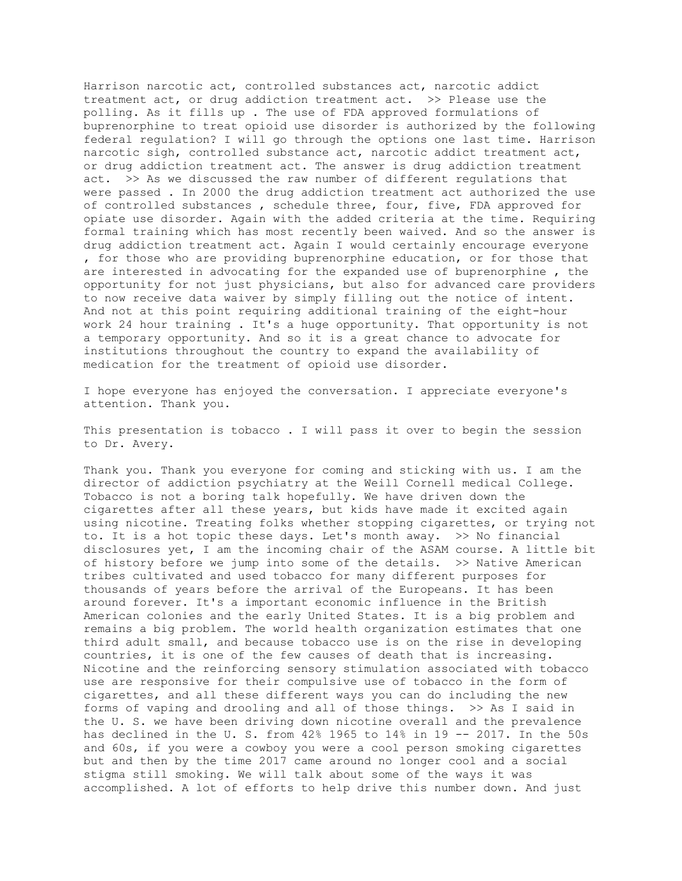Harrison narcotic act, controlled substances act, narcotic addict treatment act, or drug addiction treatment act. >> Please use the polling. As it fills up . The use of FDA approved formulations of buprenorphine to treat opioid use disorder is authorized by the following federal regulation? I will go through the options one last time. Harrison narcotic sigh, controlled substance act, narcotic addict treatment act, or drug addiction treatment act. The answer is drug addiction treatment act. >> As we discussed the raw number of different regulations that were passed . In 2000 the drug addiction treatment act authorized the use of controlled substances , schedule three, four, five, FDA approved for opiate use disorder. Again with the added criteria at the time. Requiring formal training which has most recently been waived. And so the answer is drug addiction treatment act. Again I would certainly encourage everyone , for those who are providing buprenorphine education, or for those that are interested in advocating for the expanded use of buprenorphine , the opportunity for not just physicians, but also for advanced care providers to now receive data waiver by simply filling out the notice of intent. And not at this point requiring additional training of the eight-hour work 24 hour training . It's a huge opportunity. That opportunity is not a temporary opportunity. And so it is a great chance to advocate for institutions throughout the country to expand the availability of medication for the treatment of opioid use disorder.

I hope everyone has enjoyed the conversation. I appreciate everyone's attention. Thank you.

This presentation is tobacco . I will pass it over to begin the session to Dr. Avery.

Thank you. Thank you everyone for coming and sticking with us. I am the director of addiction psychiatry at the Weill Cornell medical College. Tobacco is not a boring talk hopefully. We have driven down the cigarettes after all these years, but kids have made it excited again using nicotine. Treating folks whether stopping cigarettes, or trying not to. It is a hot topic these days. Let's month away. >> No financial disclosures yet, I am the incoming chair of the ASAM course. A little bit of history before we jump into some of the details. >> Native American tribes cultivated and used tobacco for many different purposes for thousands of years before the arrival of the Europeans. It has been around forever. It's a important economic influence in the British American colonies and the early United States. It is a big problem and remains a big problem. The world health organization estimates that one third adult small, and because tobacco use is on the rise in developing countries, it is one of the few causes of death that is increasing. Nicotine and the reinforcing sensory stimulation associated with tobacco use are responsive for their compulsive use of tobacco in the form of cigarettes, and all these different ways you can do including the new forms of vaping and drooling and all of those things. >> As I said in the U. S. we have been driving down nicotine overall and the prevalence has declined in the U. S. from 42% 1965 to 14% in 19 -- 2017. In the 50s and 60s, if you were a cowboy you were a cool person smoking cigarettes but and then by the time 2017 came around no longer cool and a social stigma still smoking. We will talk about some of the ways it was accomplished. A lot of efforts to help drive this number down. And just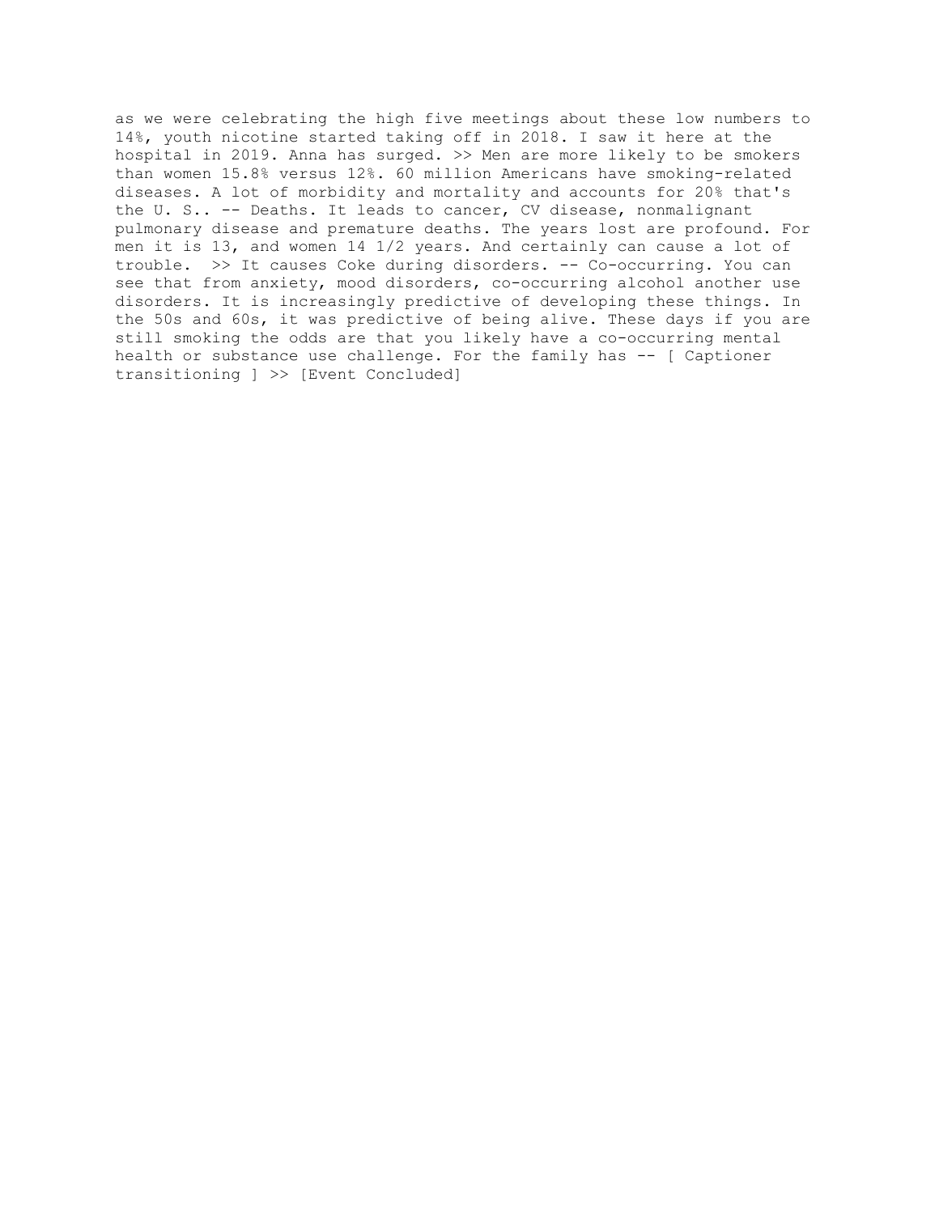as we were celebrating the high five meetings about these low numbers to 14%, youth nicotine started taking off in 2018. I saw it here at the hospital in 2019. Anna has surged. >> Men are more likely to be smokers than women 15.8% versus 12%. 60 million Americans have smoking-related diseases. A lot of morbidity and mortality and accounts for 20% that's the U. S.. -- Deaths. It leads to cancer, CV disease, nonmalignant pulmonary disease and premature deaths. The years lost are profound. For men it is 13, and women 14 1/2 years. And certainly can cause a lot of trouble.  >> It causes Coke during disorders. -- Co-occurring. You can see that from anxiety, mood disorders, co-occurring alcohol another use disorders. It is increasingly predictive of developing these things. In the 50s and 60s, it was predictive of being alive. These days if you are still smoking the odds are that you likely have a co-occurring mental health or substance use challenge. For the family has -- [ Captioner transitioning ] >> [Event Concluded]